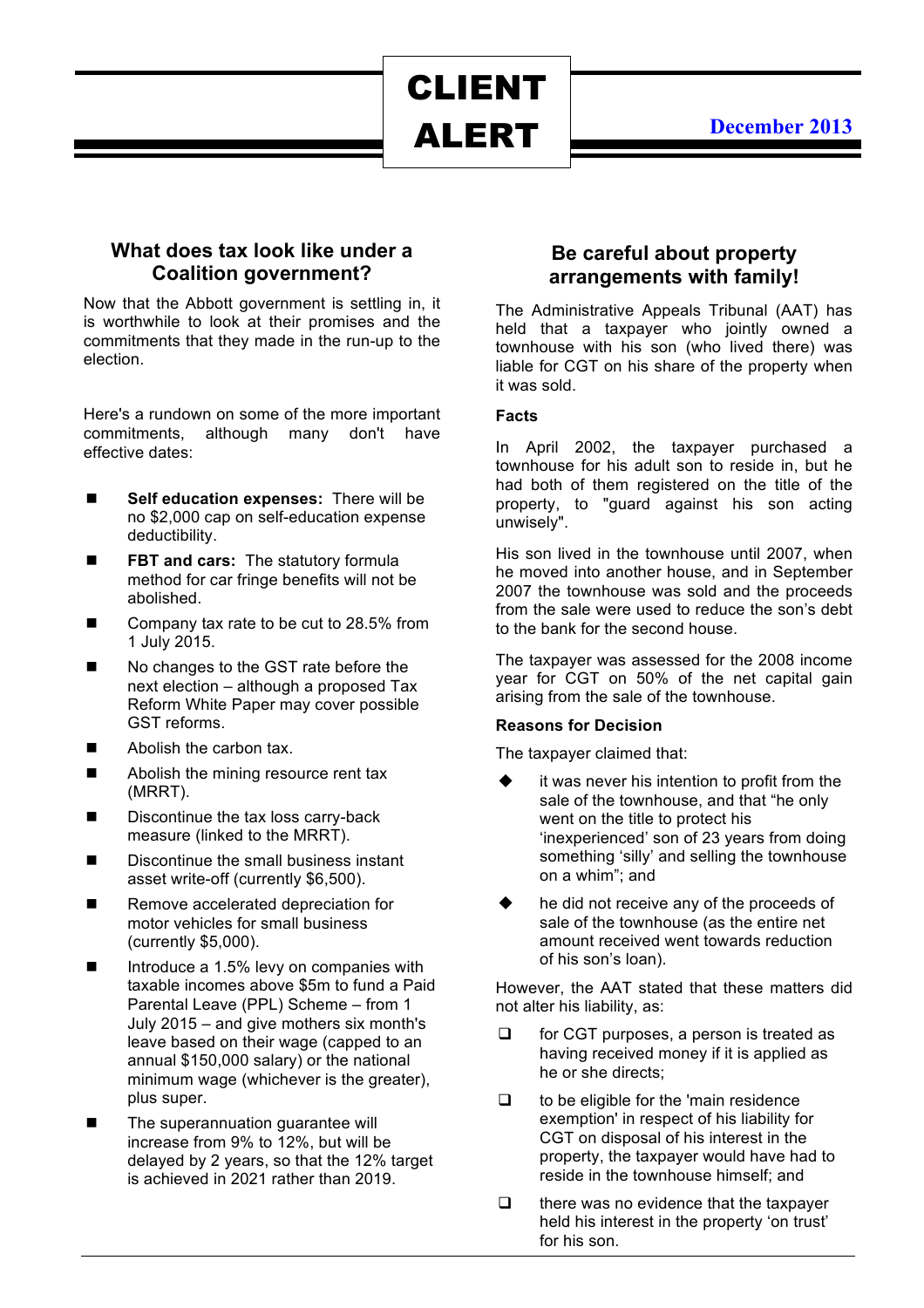# CLIENT ALERT

December 2013

## What does tax look like under a Coalition government?

Now that the Abbott government is settling in, it is worthwhile to look at their promises and the commitments that they made in the run-up to the election.

Here's a rundown on some of the more important commitments, although many don't have effective dates:

- **Self education expenses:** There will be no $2,000 cap on self-education expense deductibility.
- **FBT and cars:** The statutory formula method for car fringe benefits will not be abolished.
- Company tax rate to be cut to 28.5% from 1 July 2015.
- No changes to the GST rate before the next election – although a proposed Tax Reform White Paper may cover possible GST reforms.
- Abolish the carbon tax.
- Abolish the mining resource rent tax (MRRT).
- Discontinue the tax loss carry-back measure (linked to the MRRT).
- Discontinue the small business instant asset write-off (currently $6,500).
- Remove accelerated depreciation for motor vehicles for small business (currently $5,000).
- Introduce a 1.5% levy on companies with taxable incomes above $5m to fund a Paid Parental Leave (PPL) Scheme – from 1 July 2015 – and give mothers six month's leave based on their wage (capped to an annual $150,000 salary) or the national minimum wage (whichever is the greater), plus super.
- The superannuation guarantee will increase from 9% to 12%, but will be delayed by 2 years, so that the 12% target is achieved in 2021 rather than 2019.

## Be careful about property arrangements with family!

The Administrative Appeals Tribunal (AAT) has held that a taxpayer who jointly owned a townhouse with his son (who lived there) was liable for CGT on his share of the property when it was sold.

### Facts

In April 2002, the taxpayer purchased a townhouse for his adult son to reside in, but he had both of them registered on the title of the property, to "guard against his son acting unwisely".

His son lived in the townhouse until 2007, when he moved into another house, and in September 2007 the townhouse was sold and the proceeds from the sale were used to reduce the son's debt to the bank for the second house.

The taxpayer was assessed for the 2008 income year for CGT on 50% of the net capital gain arising from the sale of the townhouse.

### Reasons for Decision

The taxpayer claimed that:

- it was never his intention to profit from the sale of the townhouse, and that "he only went on the title to protect his 'inexperienced' son of 23 years from doing something 'silly' and selling the townhouse on a whim"; and
- he did not receive any of the proceeds of sale of the townhouse (as the entire net amount received went towards reduction of his son's loan).

However, the AAT stated that these matters did not alter his liability, as:

- for CGT purposes, a person is treated as having received money if it is applied as he or she directs;
- to be eligible for the 'main residence exemption' in respect of his liability for CGT on disposal of his interest in the property, the taxpayer would have had to reside in the townhouse himself; and
- there was no evidence that the taxpayer held his interest in the property 'on trust' for his son.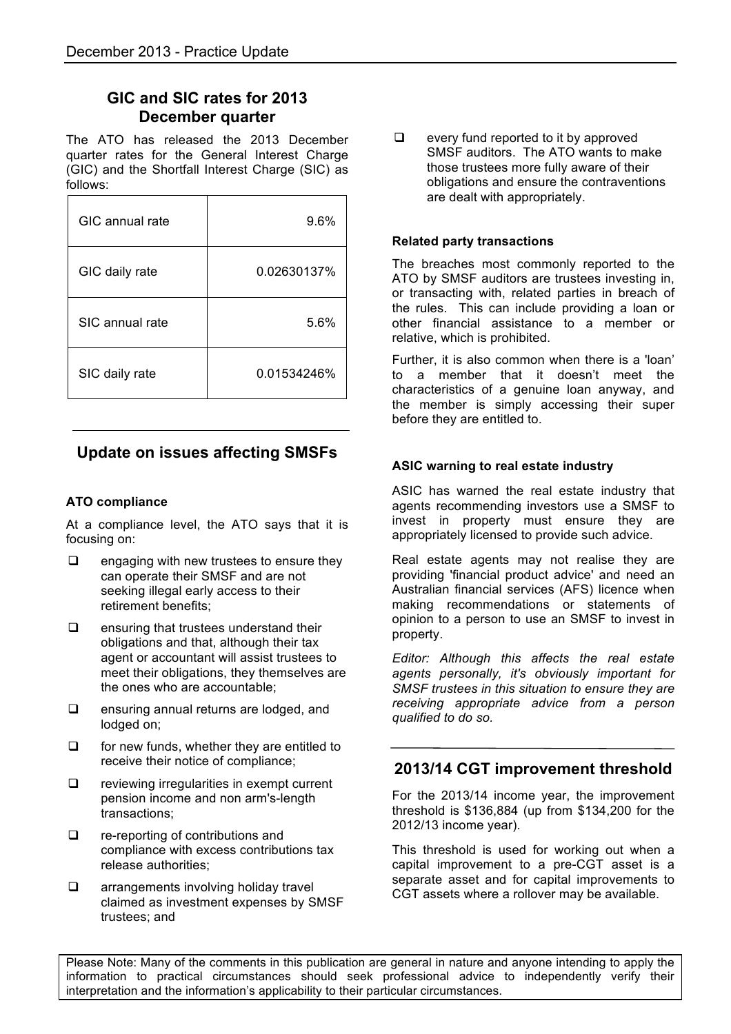## GIC and SIC rates for 2013 December quarter

The ATO has released the 2013 December quarter rates for the General Interest Charge (GIC) and the Shortfall Interest Charge (SIC) as follows:

| | |
|---|---|
| GIC annual rate | 9.6% |
| GIC daily rate | 0.02630137% |
| SIC annual rate | 5.6% |
| SIC daily rate | 0.01534246% |

## Update on issues affecting SMSFs

**ATO compliance**

At a compliance level, the ATO says that it is focusing on:

- engaging with new trustees to ensure they can operate their SMSF and are not seeking illegal early access to their retirement benefits;
- ensuring that trustees understand their obligations and that, although their tax agent or accountant will assist trustees to meet their obligations, they themselves are the ones who are accountable;
- ensuring annual returns are lodged, and lodged on;
- for new funds, whether they are entitled to receive their notice of compliance;
- reviewing irregularities in exempt current pension income and non arm's-length transactions;
- re-reporting of contributions and compliance with excess contributions tax release authorities;
- arrangements involving holiday travel claimed as investment expenses by SMSF trustees; and
- every fund reported to it by approved SMSF auditors. The ATO wants to make those trustees more fully aware of their obligations and ensure the contraventions are dealt with appropriately.

**Related party transactions**

The breaches most commonly reported to the ATO by SMSF auditors are trustees investing in, or transacting with, related parties in breach of the rules. This can include providing a loan or other financial assistance to a member or relative, which is prohibited.

Further, it is also common when there is a 'loan' to a member that it doesn't meet the characteristics of a genuine loan anyway, and the member is simply accessing their super before they are entitled to.

**ASIC warning to real estate industry**

ASIC has warned the real estate industry that agents recommending investors use a SMSF to invest in property must ensure they are appropriately licensed to provide such advice.

Real estate agents may not realise they are providing 'financial product advice' and need an Australian financial services (AFS) licence when making recommendations or statements of opinion to a person to use an SMSF to invest in property.

*Editor: Although this affects the real estate agents personally, it's obviously important for SMSF trustees in this situation to ensure they are receiving appropriate advice from a person qualified to do so.*

## 2013/14 CGT improvement threshold

For the 2013/14 income year, the improvement threshold is $136,884 (up from $134,200 for the 2012/13 income year).

This threshold is used for working out when a capital improvement to a pre-CGT asset is a separate asset and for capital improvements to CGT assets where a rollover may be available.

Please Note: Many of the comments in this publication are general in nature and anyone intending to apply the information to practical circumstances should seek professional advice to independently verify their interpretation and the information's applicability to their particular circumstances.